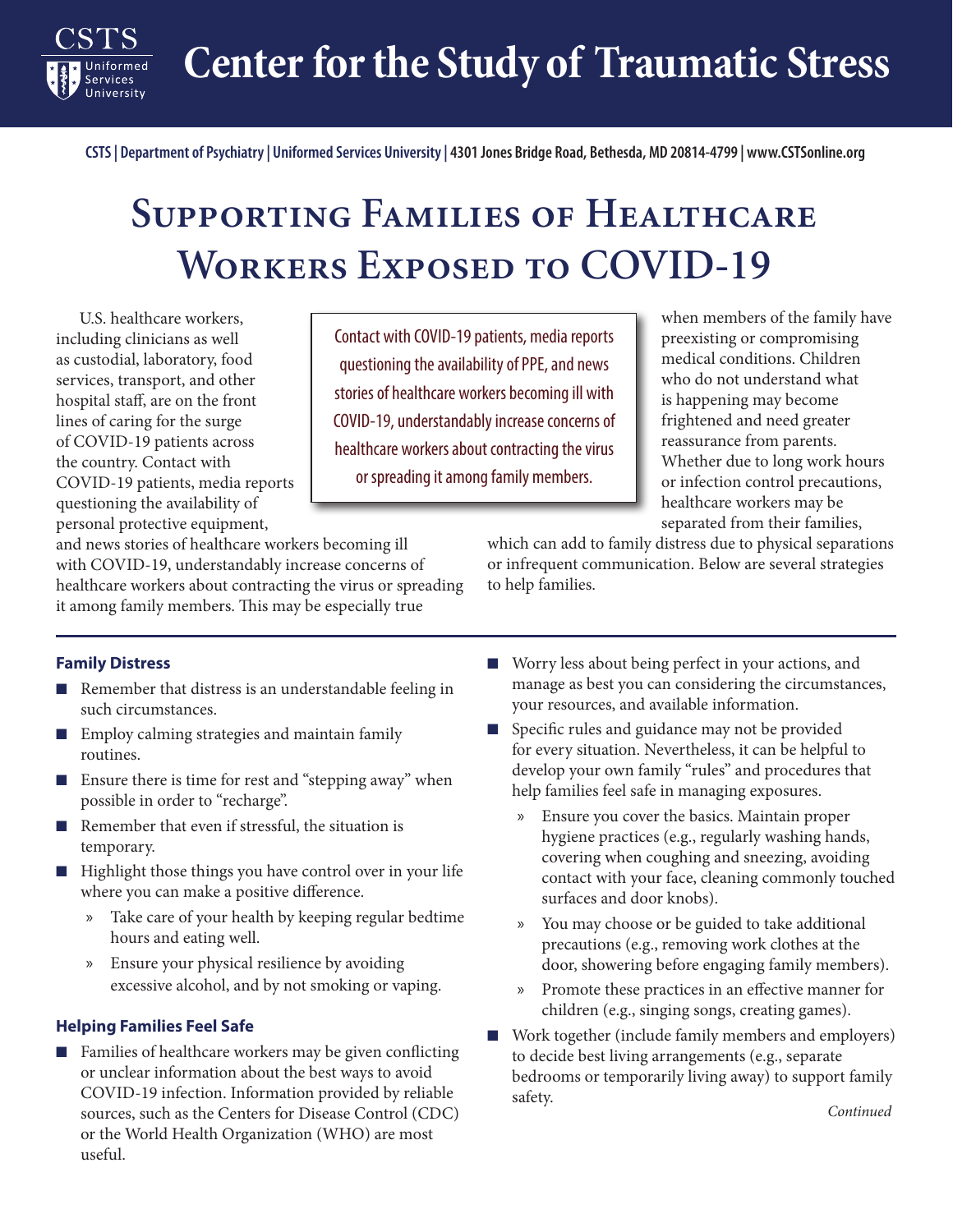# Center for the Study of Traumatic Stress

CSTS | Department of Psychiatry | Uniformed Services University | 4301 Jones Bridge Road, Bethesda, MD 20814-4799 | www.CSTSonline.org

# Supporting Families of Healthcare Workers Exposed to COVID-19

U.S. healthcare workers, including clinicians as well as custodial, laboratory, food services, transport, and other hospital staff, are on the front lines of caring for the surge of COVID-19 patients across the country. Contact with COVID-19 patients, media reports questioning the availability of personal protective equipment, and news stories of healthcare workers becoming ill with COVID-19, understandably increase concerns of healthcare workers about contracting the virus or spreading it among family members. This may be especially true when members of the family have preexisting or compromising medical conditions. Children who do not understand what is happening may become frightened and need greater reassurance from parents. Whether due to long work hours or infection control precautions, healthcare workers may be separated from their families, which can add to family distress due to physical separations or infrequent communication. Below are several strategies to help families.

> Contact with COVID-19 patients, media reports questioning the availability of PPE, and news stories of healthcare workers becoming ill with COVID-19, understandably increase concerns of healthcare workers about contracting the virus or spreading it among family members.

### Family Distress

- Remember that distress is an understandable feeling in such circumstances.
- Employ calming strategies and maintain family routines.
- Ensure there is time for rest and "stepping away" when possible in order to "recharge".
- Remember that even if stressful, the situation is temporary.
- Highlight those things you have control over in your life where you can make a positive difference.
  - Take care of your health by keeping regular bedtime hours and eating well.
  - Ensure your physical resilience by avoiding excessive alcohol, and by not smoking or vaping.

### Helping Families Feel Safe

- Families of healthcare workers may be given conflicting or unclear information about the best ways to avoid COVID-19 infection. Information provided by reliable sources, such as the Centers for Disease Control (CDC) or the World Health Organization (WHO) are most useful.
- Worry less about being perfect in your actions, and manage as best you can considering the circumstances, your resources, and available information.
- Specific rules and guidance may not be provided for every situation. Nevertheless, it can be helpful to develop your own family "rules" and procedures that help families feel safe in managing exposures.
  - Ensure you cover the basics. Maintain proper hygiene practices (e.g., regularly washing hands, covering when coughing and sneezing, avoiding contact with your face, cleaning commonly touched surfaces and door knobs).
  - You may choose or be guided to take additional precautions (e.g., removing work clothes at the door, showering before engaging family members).
  - Promote these practices in an effective manner for children (e.g., singing songs, creating games).
- Work together (include family members and employers) to decide best living arrangements (e.g., separate bedrooms or temporarily living away) to support family safety.

*Continued*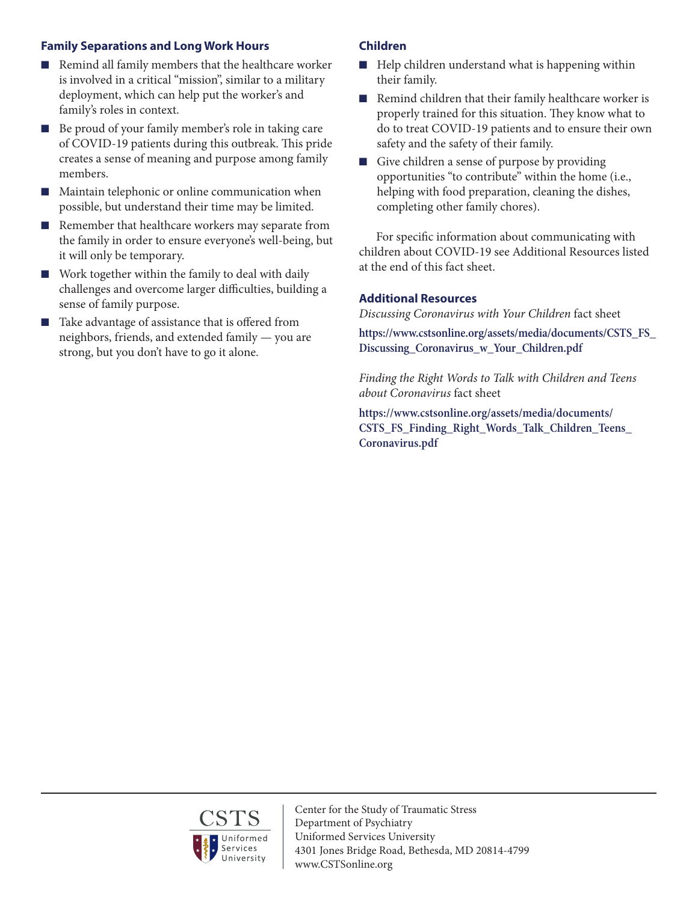## Family Separations and Long Work Hours

- Remind all family members that the healthcare worker is involved in a critical "mission", similar to a military deployment, which can help put the worker's and family's roles in context.
- Be proud of your family member's role in taking care of COVID-19 patients during this outbreak. This pride creates a sense of meaning and purpose among family members.
- Maintain telephonic or online communication when possible, but understand their time may be limited.
- Remember that healthcare workers may separate from the family in order to ensure everyone's well-being, but it will only be temporary.
- Work together within the family to deal with daily challenges and overcome larger difficulties, building a sense of family purpose.
- Take advantage of assistance that is offered from neighbors, friends, and extended family — you are strong, but you don't have to go it alone.

## Children

- Help children understand what is happening within their family.
- Remind children that their family healthcare worker is properly trained for this situation. They know what to do to treat COVID-19 patients and to ensure their own safety and the safety of their family.
- Give children a sense of purpose by providing opportunities "to contribute" within the home (i.e., helping with food preparation, cleaning the dishes, completing other family chores).

For specific information about communicating with children about COVID-19 see Additional Resources listed at the end of this fact sheet.

## Additional Resources

*Discussing Coronavirus with Your Children* fact sheet

**https://www.cstsonline.org/assets/media/documents/CSTS_FS_Discussing_Coronavirus_w_Your_Children.pdf**

*Finding the Right Words to Talk with Children and Teens about Coronavirus* fact sheet

**https://www.cstsonline.org/assets/media/documents/CSTS_FS_Finding_Right_Words_Talk_Children_Teens_Coronavirus.pdf**

CSTS
Uniformed Services University

Center for the Study of Traumatic Stress
Department of Psychiatry
Uniformed Services University
4301 Jones Bridge Road, Bethesda, MD 20814-4799
www.CSTSonline.org